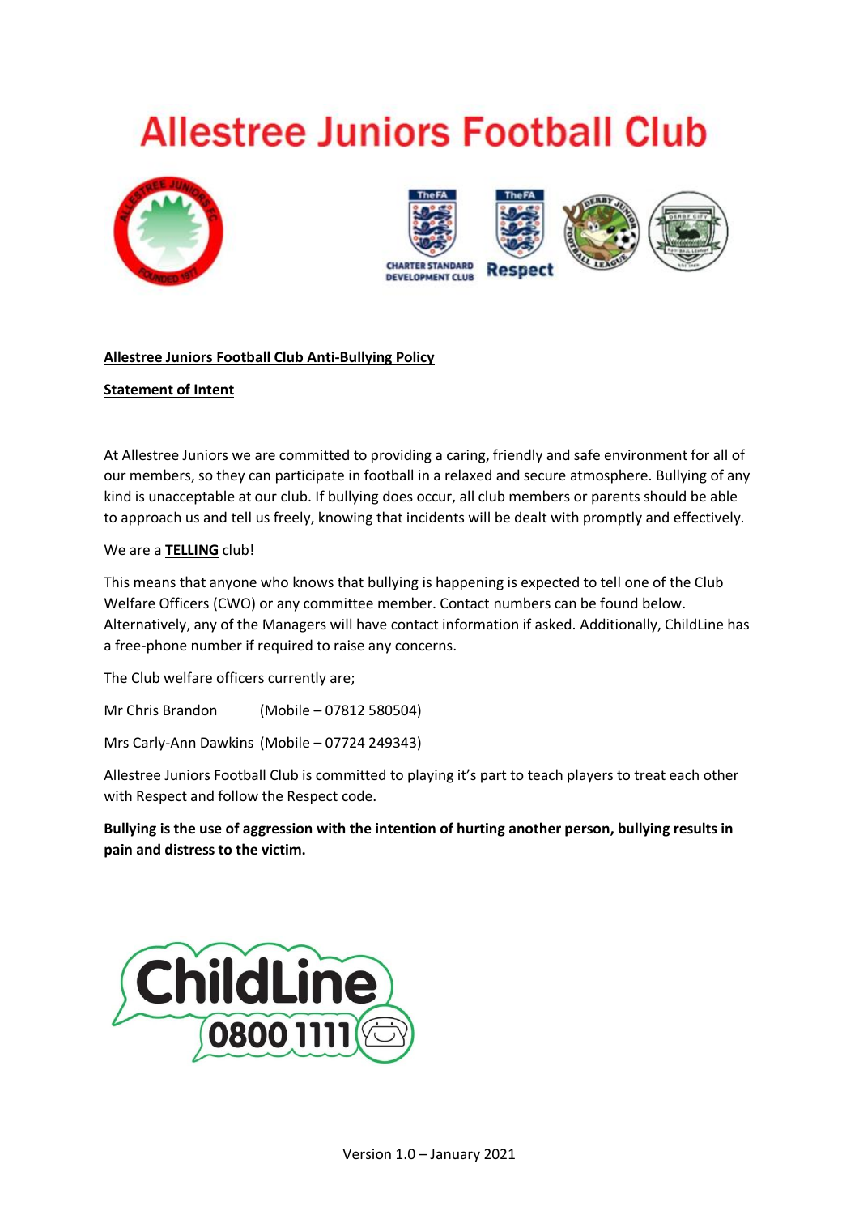# Allestree Juniors Football Club

**Allestree Juniors Football Club Anti-Bullying Policy**

**Statement of Intent**

At Allestree Juniors we are committed to providing a caring, friendly and safe environment for all of our members, so they can participate in football in a relaxed and secure atmosphere. Bullying of any kind is unacceptable at our club. If bullying does occur, all club members or parents should be able to approach us and tell us freely, knowing that incidents will be dealt with promptly and effectively.

We are a **TELLING** club!

This means that anyone who knows that bullying is happening is expected to tell one of the Club Welfare Officers (CWO) or any committee member. Contact numbers can be found below. Alternatively, any of the Managers will have contact information if asked. Additionally, ChildLine has a free-phone number if required to raise any concerns.

The Club welfare officers currently are;

Mr Chris Brandon (Mobile – 07812 580504)

Mrs Carly-Ann Dawkins (Mobile – 07724 249343)

Allestree Juniors Football Club is committed to playing it's part to teach players to treat each other with Respect and follow the Respect code.

**Bullying is the use of aggression with the intention of hurting another person, bullying results in pain and distress to the victim.**

ChildLine 0800 1111

Version 1.0 – January 2021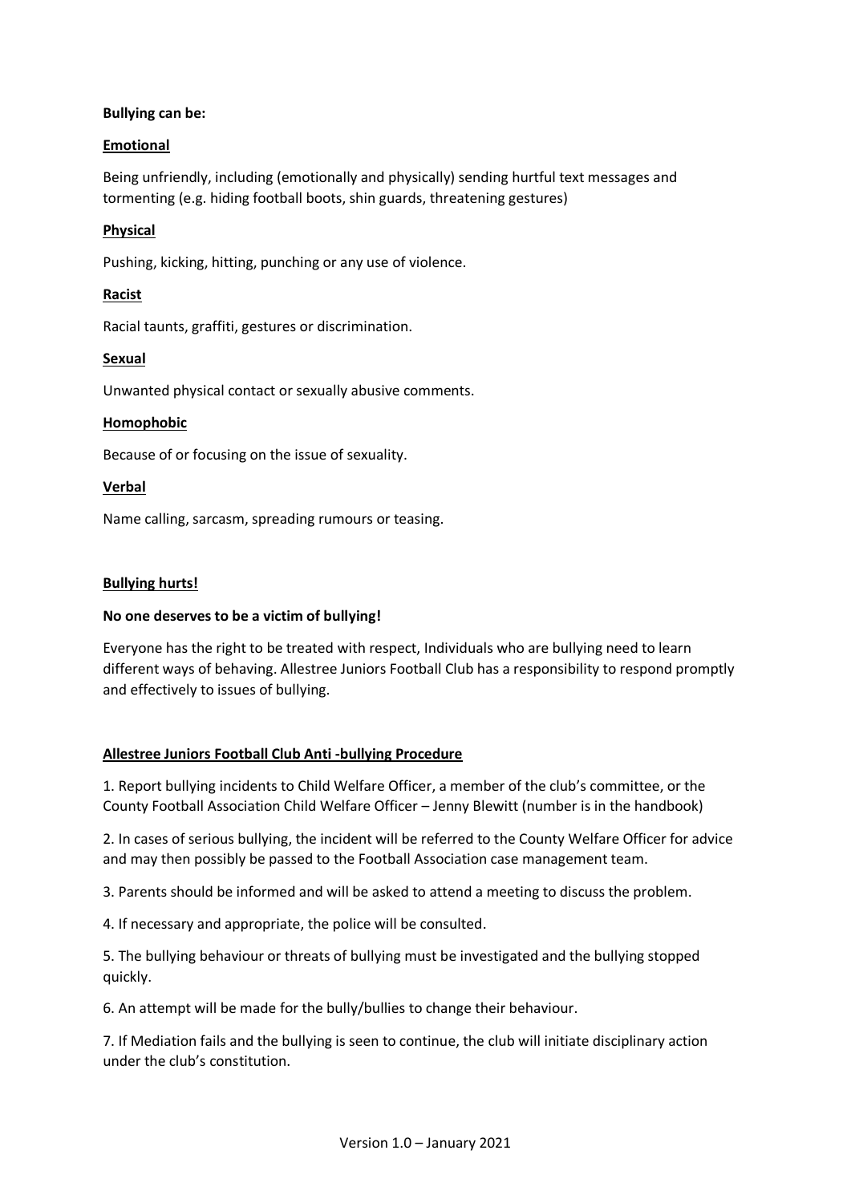**Bullying can be:**

**Emotional**

Being unfriendly, including (emotionally and physically) sending hurtful text messages and tormenting (e.g. hiding football boots, shin guards, threatening gestures)

**Physical**

Pushing, kicking, hitting, punching or any use of violence.

**Racist**

Racial taunts, graffiti, gestures or discrimination.

**Sexual**

Unwanted physical contact or sexually abusive comments.

**Homophobic**

Because of or focusing on the issue of sexuality.

**Verbal**

Name calling, sarcasm, spreading rumours or teasing.

**Bullying hurts!**

**No one deserves to be a victim of bullying!**

Everyone has the right to be treated with respect, Individuals who are bullying need to learn different ways of behaving. Allestree Juniors Football Club has a responsibility to respond promptly and effectively to issues of bullying.

**Allestree Juniors Football Club Anti -bullying Procedure**

1. Report bullying incidents to Child Welfare Officer, a member of the club's committee, or the County Football Association Child Welfare Officer – Jenny Blewitt (number is in the handbook)

2. In cases of serious bullying, the incident will be referred to the County Welfare Officer for advice and may then possibly be passed to the Football Association case management team.

3. Parents should be informed and will be asked to attend a meeting to discuss the problem.

4. If necessary and appropriate, the police will be consulted.

5. The bullying behaviour or threats of bullying must be investigated and the bullying stopped quickly.

6. An attempt will be made for the bully/bullies to change their behaviour.

7. If Mediation fails and the bullying is seen to continue, the club will initiate disciplinary action under the club's constitution.

Version 1.0 – January 2021